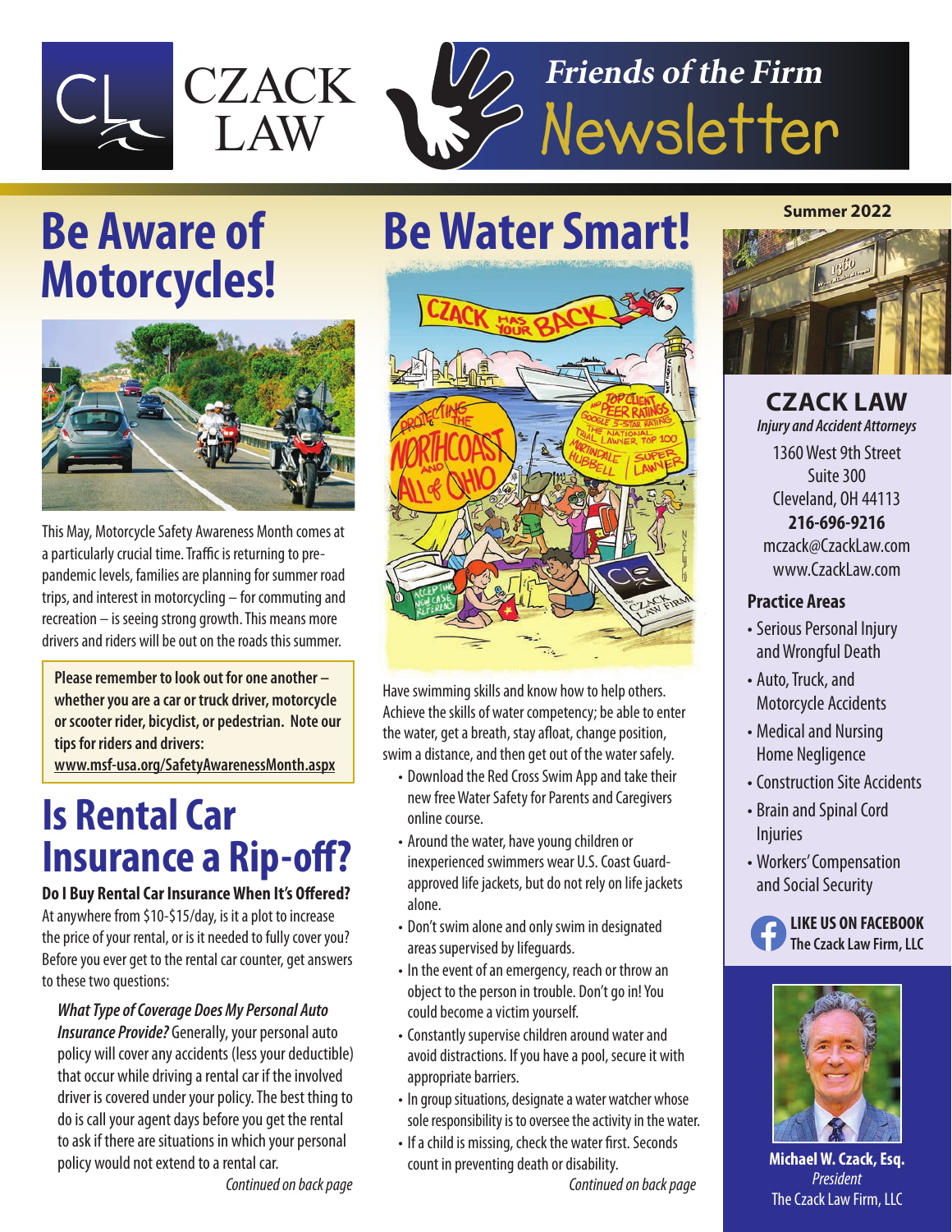CZACK LAW

*Friends of the Firm* Newsletter

Summer 2022

# Be Aware of Motorcycles!

This May, Motorcycle Safety Awareness Month comes at a particularly crucial time. Traffic is returning to pre-pandemic levels, families are planning for summer road trips, and interest in motorcycling – for commuting and recreation – is seeing strong growth. This means more drivers and riders will be out on the roads this summer.

**Please remember to look out for one another – whether you are a car or truck driver, motorcycle or scooter rider, bicyclist, or pedestrian. Note our tips for riders and drivers:**
**www.msf-usa.org/SafetyAwarenessMonth.aspx**

# Is Rental Car Insurance a Rip-off?

**Do I Buy Rental Car Insurance When It's Offered?** At anywhere from $10-$15/day, is it a plot to increase the price of your rental, or is it needed to fully cover you? Before you ever get to the rental car counter, get answers to these two questions:

***What Type of Coverage Does My Personal Auto Insurance Provide?*** Generally, your personal auto policy will cover any accidents (less your deductible) that occur while driving a rental car if the involved driver is covered under your policy. The best thing to do is call your agent days before you get the rental to ask if there are situations in which your personal policy would not extend to a rental car.

*Continued on back page*

# Be Water Smart!

Have swimming skills and know how to help others. Achieve the skills of water competency; be able to enter the water, get a breath, stay afloat, change position, swim a distance, and then get out of the water safely.

- Download the Red Cross Swim App and take their new free Water Safety for Parents and Caregivers online course.
- Around the water, have young children or inexperienced swimmers wear U.S. Coast Guard-approved life jackets, but do not rely on life jackets alone.
- Don't swim alone and only swim in designated areas supervised by lifeguards.
- In the event of an emergency, reach or throw an object to the person in trouble. Don't go in! You could become a victim yourself.
- Constantly supervise children around water and avoid distractions. If you have a pool, secure it with appropriate barriers.
- In group situations, designate a water watcher whose sole responsibility is to oversee the activity in the water.
- If a child is missing, check the water first. Seconds count in preventing death or disability.

*Continued on back page*

## CZACK LAW

*Injury and Accident Attorneys*

1360 West 9th Street
Suite 300
Cleveland, OH 44113
**216-696-9216**
mczack@CzackLaw.com
www.CzackLaw.com

### Practice Areas

- Serious Personal Injury and Wrongful Death
- Auto, Truck, and Motorcycle Accidents
- Medical and Nursing Home Negligence
- Construction Site Accidents
- Brain and Spinal Cord Injuries
- Workers' Compensation and Social Security

**LIKE US ON FACEBOOK**
**The Czack Law Firm, LLC**

**Michael W. Czack, Esq.**
*President*
The Czack Law Firm, LLC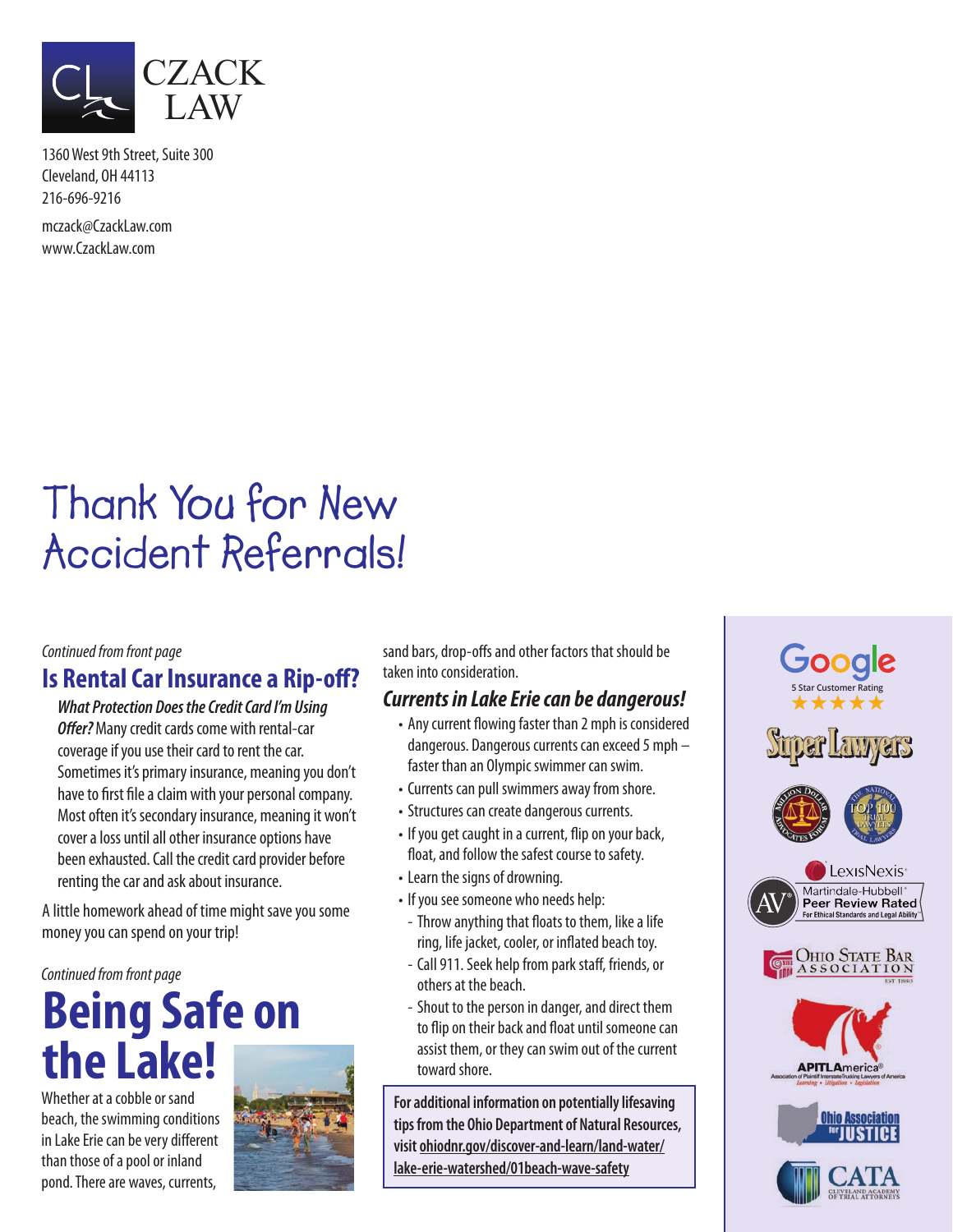CZACK LAW

1360 West 9th Street, Suite 300
Cleveland, OH 44113
216-696-9216

mczack@CzackLaw.com
www.CzackLaw.com

# Thank You for New Accident Referrals!

*Continued from front page*

## Is Rental Car Insurance a Rip-off?

***What Protection Does the Credit Card I'm Using Offer?*** Many credit cards come with rental-car coverage if you use their card to rent the car. Sometimes it's primary insurance, meaning you don't have to first file a claim with your personal company. Most often it's secondary insurance, meaning it won't cover a loss until all other insurance options have been exhausted. Call the credit card provider before renting the car and ask about insurance.

A little homework ahead of time might save you some money you can spend on your trip!

*Continued from front page*

# Being Safe on the Lake!

Whether at a cobble or sand beach, the swimming conditions in Lake Erie can be very different than those of a pool or inland pond. There are waves, currents, sand bars, drop-offs and other factors that should be taken into consideration.

### *Currents in Lake Erie can be dangerous!*

- Any current flowing faster than 2 mph is considered dangerous. Dangerous currents can exceed 5 mph – faster than an Olympic swimmer can swim.
- Currents can pull swimmers away from shore.
- Structures can create dangerous currents.
- If you get caught in a current, flip on your back, float, and follow the safest course to safety.
- Learn the signs of drowning.
- If you see someone who needs help:
  - Throw anything that floats to them, like a life ring, life jacket, cooler, or inflated beach toy.
  - Call 911. Seek help from park staff, friends, or others at the beach.
  - Shout to the person in danger, and direct them to flip on their back and float until someone can assist them, or they can swim out of the current toward shore.

**For additional information on potentially lifesaving tips from the Ohio Department of Natural Resources, visit ohiodnr.gov/discover-and-learn/land-water/lake-erie-watershed/01beach-wave-safety**

Google 5 Star Customer Rating

Super Lawyers

Million Dollar Advocates Forum

The National Top 100 Trial Lawyers

LexisNexis Martindale-Hubbell AV Peer Review Rated For Ethical Standards and Legal Ability

Ohio State Bar Association EST 1880

APITLAmerica Association of Plaintiff Interstate Trucking Lawyers of America Learning • Litigation • Legislation

Ohio Association for Justice

CATA Cleveland Academy of Trial Attorneys